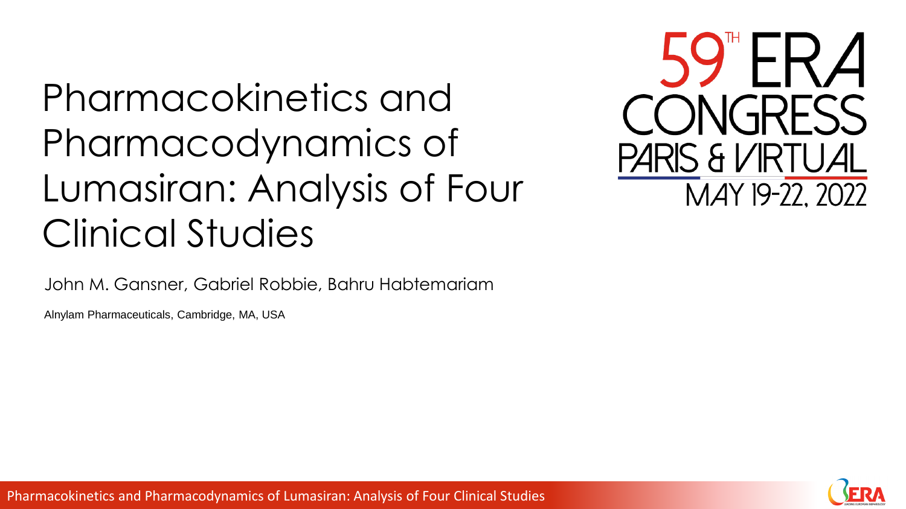# Pharmacokinetics and Pharmacodynamics of Lumasiran: Analysis of Four Clinical Studies

John M. Gansner, Gabriel Robbie, Bahru Habtemariam

Alnylam Pharmaceuticals, Cambridge, MA, USA

59TH ERA CONGRESS
PARIS & VIRTUAL
MAY 19-22, 2022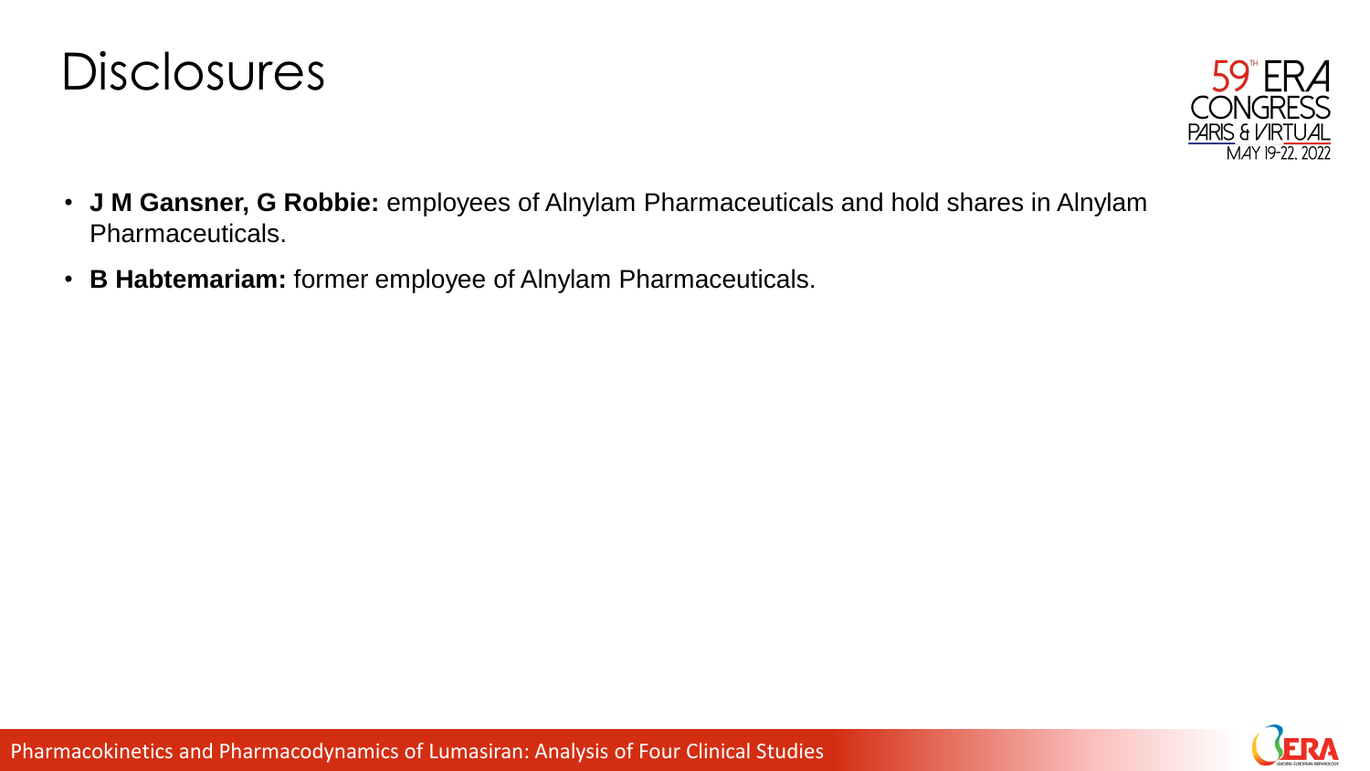# Disclosures

- **J M Gansner, G Robbie:** employees of Alnylam Pharmaceuticals and hold shares in Alnylam Pharmaceuticals.
- **B Habtemariam:** former employee of Alnylam Pharmaceuticals.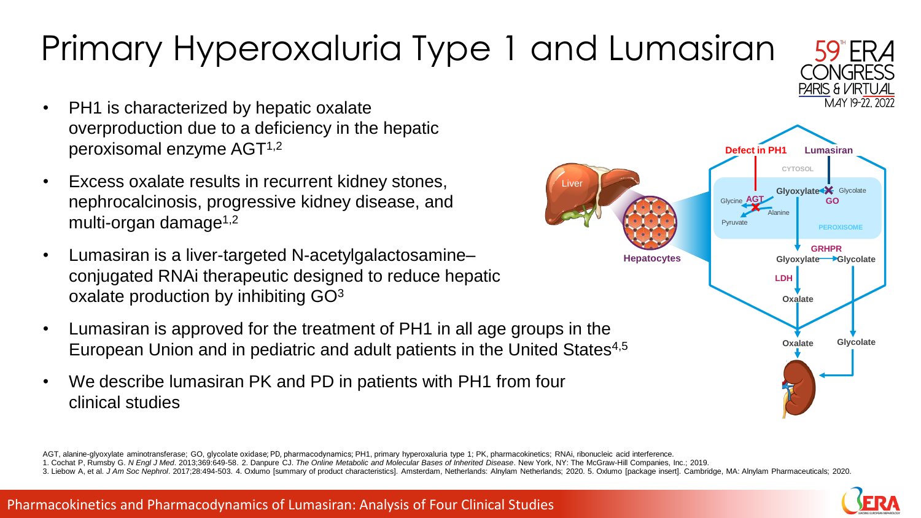# Primary Hyperoxaluria Type 1 and Lumasiran

- PH1 is characterized by hepatic oxalate overproduction due to a deficiency in the hepatic peroxisomal enzyme AGT[1,2]
- Excess oxalate results in recurrent kidney stones, nephrocalcinosis, progressive kidney disease, and multi-organ damage[1,2]
- Lumasiran is a liver-targeted N-acetylgalactosamine–conjugated RNAi therapeutic designed to reduce hepatic oxalate production by inhibiting GO[3]
- Lumasiran is approved for the treatment of PH1 in all age groups in the European Union and in pediatric and adult patients in the United States[4,5]
- We describe lumasiran PK and PD in patients with PH1 from four clinical studies

Liver

Hepatocytes

Defect in PH1

Lumasiran

CYTOSOL

Glyoxylate

Glycolate

GO

Glycine

AGT

Alanine

Pyruvate

PEROXISOME

GRHPR

Glyoxylate

Glycolate

LDH

Oxalate

Oxalate

Glycolate

AGT, alanine-glyoxylate aminotransferase; GO, glycolate oxidase; PD, pharmacodynamics; PH1, primary hyperoxaluria type 1; PK, pharmacokinetics; RNAi, ribonucleic acid interference.

1. Cochat P, Rumsby G. *N Engl J Med*. 2013;369:649-58. 2. Danpure CJ. *The Online Metabolic and Molecular Bases of Inherited Disease*. New York, NY: The McGraw-Hill Companies, Inc.; 2019.
3. Liebow A, et al. *J Am Soc Nephrol*. 2017;28:494-503. 4. Oxlumo [summary of product characteristics]. Amsterdam, Netherlands: Alnylam Netherlands; 2020. 5. Oxlumo [package insert]. Cambridge, MA: Alnylam Pharmaceuticals; 2020.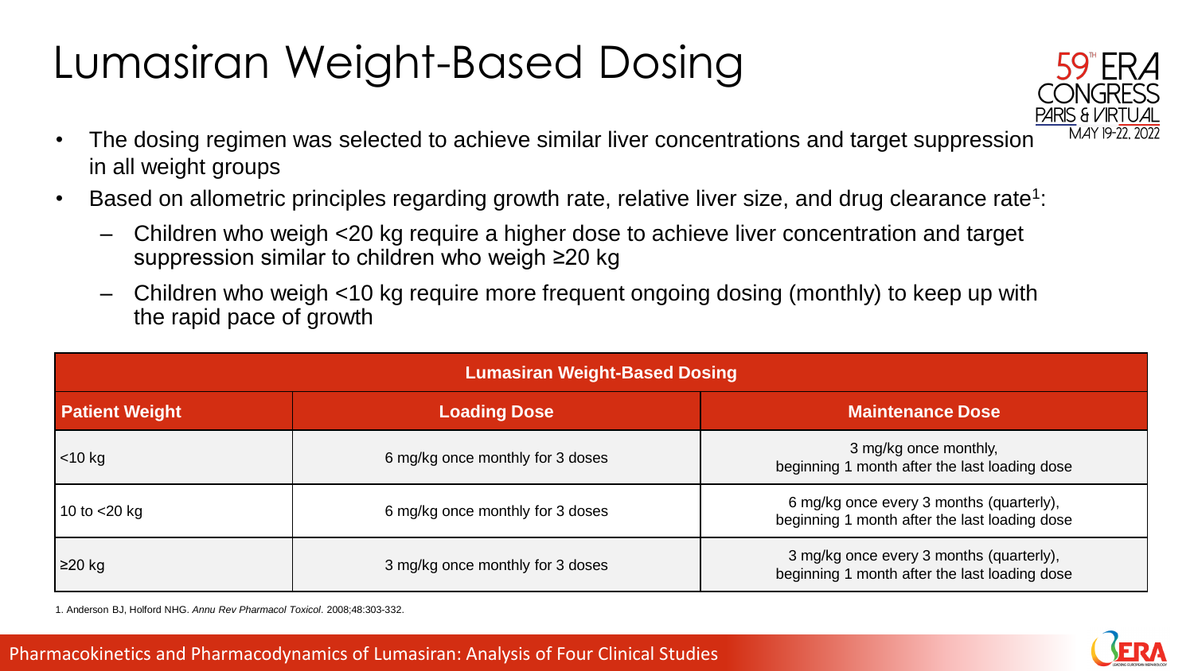# Lumasiran Weight-Based Dosing

- The dosing regimen was selected to achieve similar liver concentrations and target suppression in all weight groups
- Based on allometric principles regarding growth rate, relative liver size, and drug clearance rate[1]:
  - Children who weigh <20 kg require a higher dose to achieve liver concentration and target suppression similar to children who weigh ≥20 kg
  - Children who weigh <10 kg require more frequent ongoing dosing (monthly) to keep up with the rapid pace of growth

| Lumasiran Weight-Based Dosing | | |
|---|---|---|
| **Patient Weight** | **Loading Dose** | **Maintenance Dose** |
| <10 kg | 6 mg/kg once monthly for 3 doses | 3 mg/kg once monthly, beginning 1 month after the last loading dose |
| 10 to <20 kg | 6 mg/kg once monthly for 3 doses | 6 mg/kg once every 3 months (quarterly), beginning 1 month after the last loading dose |
| ≥20 kg | 3 mg/kg once monthly for 3 doses | 3 mg/kg once every 3 months (quarterly), beginning 1 month after the last loading dose |

1. Anderson BJ, Holford NHG. *Annu Rev Pharmacol Toxicol*. 2008;48:303-332.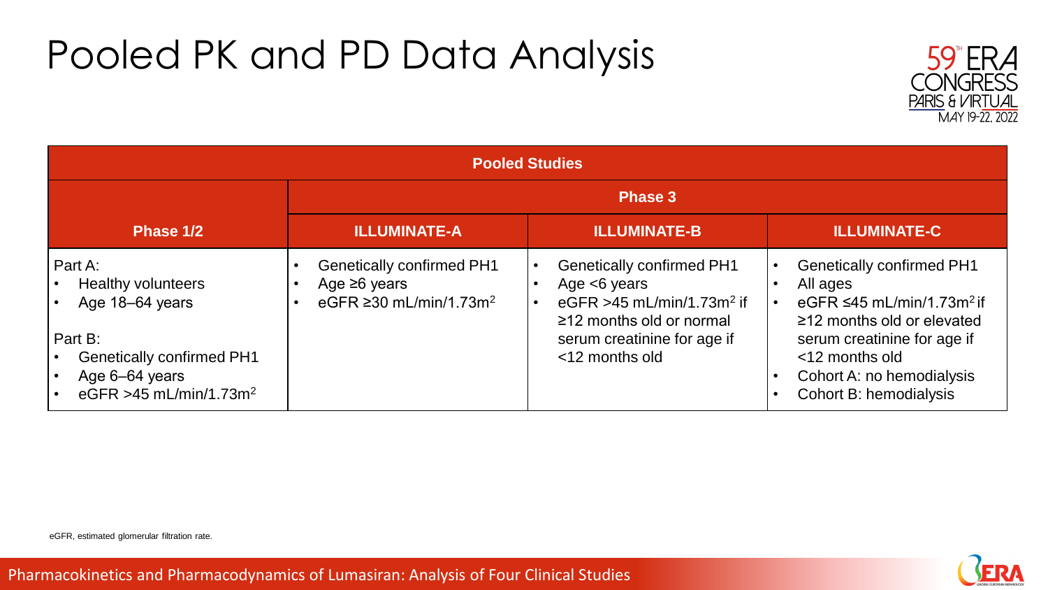# Pooled PK and PD Data Analysis

| Pooled Studies | | | |
|---|---|---|---|
| | Phase 3 | | |
| Phase 1/2 | ILLUMINATE-A | ILLUMINATE-B | ILLUMINATE-C |
| Part A:<br>• Healthy volunteers<br>• Age 18–64 years<br><br>Part B:<br>• Genetically confirmed PH1<br>• Age 6–64 years<br>• eGFR >45 mL/min/1.73m$^2$ | • Genetically confirmed PH1<br>• Age ≥6 years<br>• eGFR ≥30 mL/min/1.73m$^2$ | • Genetically confirmed PH1<br>• Age <6 years<br>• eGFR >45 mL/min/1.73m$^2$ if ≥12 months old or normal serum creatinine for age if <12 months old | • Genetically confirmed PH1<br>• All ages<br>• eGFR ≤45 mL/min/1.73m$^2$ if ≥12 months old or elevated serum creatinine for age if <12 months old<br>• Cohort A: no hemodialysis<br>• Cohort B: hemodialysis |

eGFR, estimated glomerular filtration rate.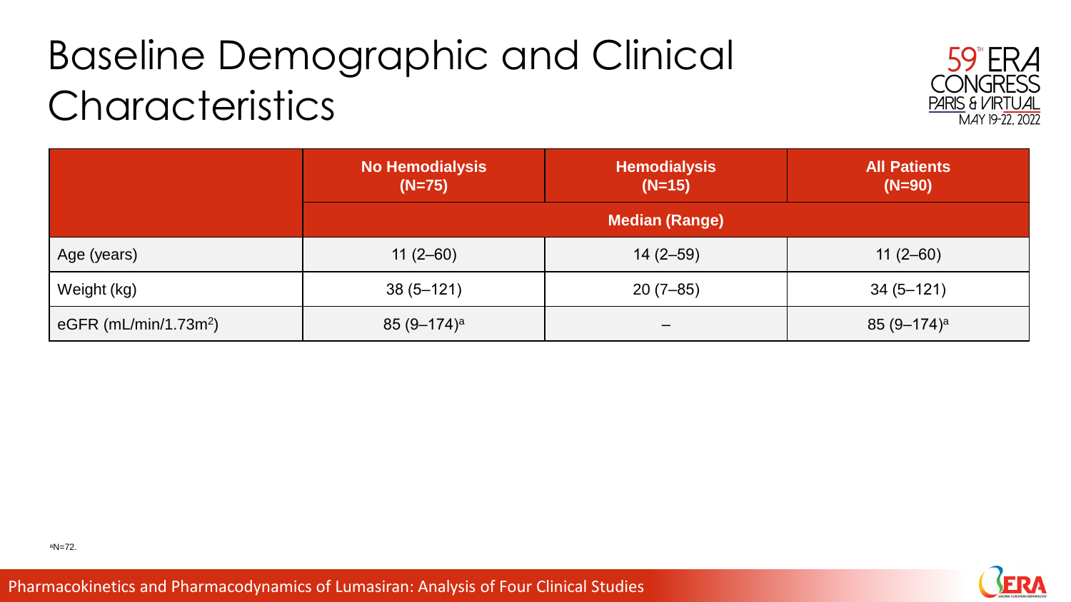# Baseline Demographic and Clinical Characteristics

| | No Hemodialysis (N=75) | Hemodialysis (N=15) | All Patients (N=90) |
|---|---|---|---|
| | Median (Range) | | |
| Age (years) | 11 (2–60) | 14 (2–59) | 11 (2–60) |
| Weight (kg) | 38 (5–121) | 20 (7–85) | 34 (5–121) |
| eGFR (mL/min/1.73m$^2$) | 85 (9–174)[a] | – | 85 (9–174)[a] |

[a]N=72.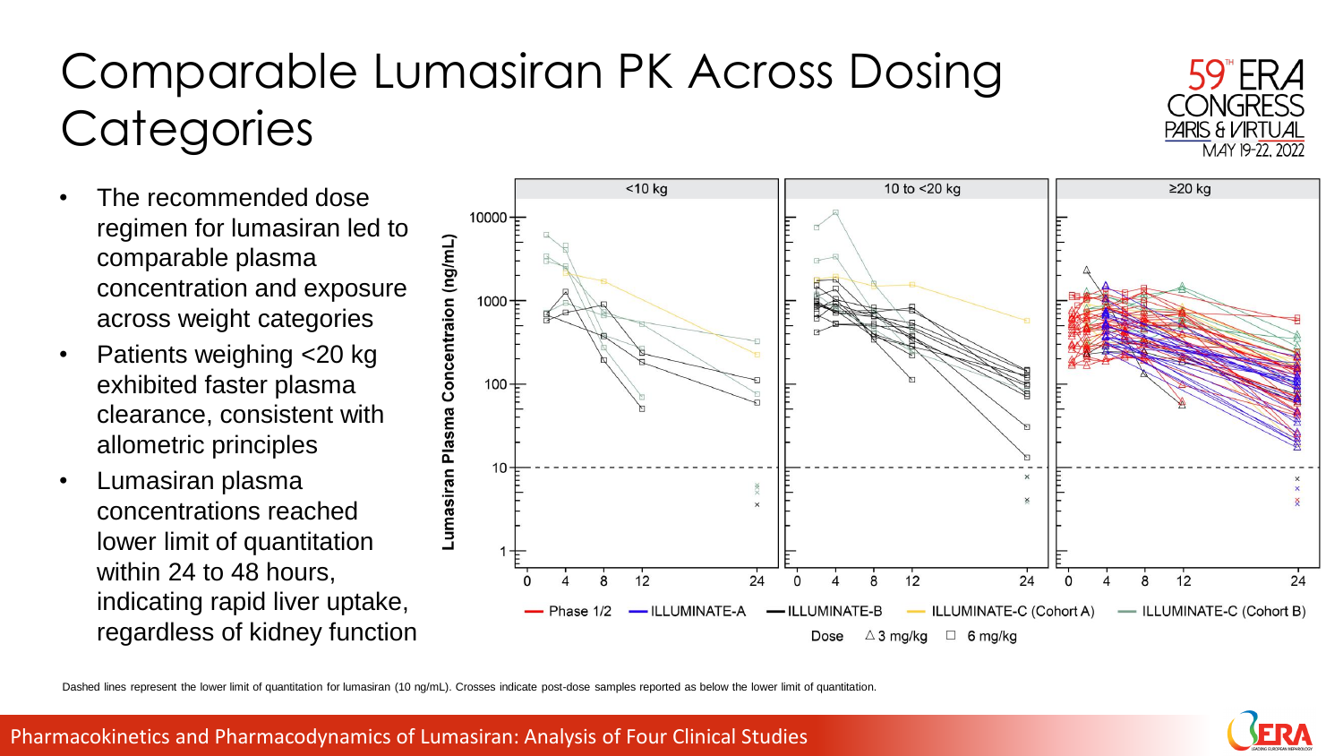# Comparable Lumasiran PK Across Dosing Categories

- The recommended dose regimen for lumasiran led to comparable plasma concentration and exposure across weight categories
- Patients weighing <20 kg exhibited faster plasma clearance, consistent with allometric principles
- Lumasiran plasma concentrations reached lower limit of quantitation within 24 to 48 hours, indicating rapid liver uptake, regardless of kidney function

Dashed lines represent the lower limit of quantitation for lumasiran (10 ng/mL). Crosses indicate post-dose samples reported as below the lower limit of quantitation.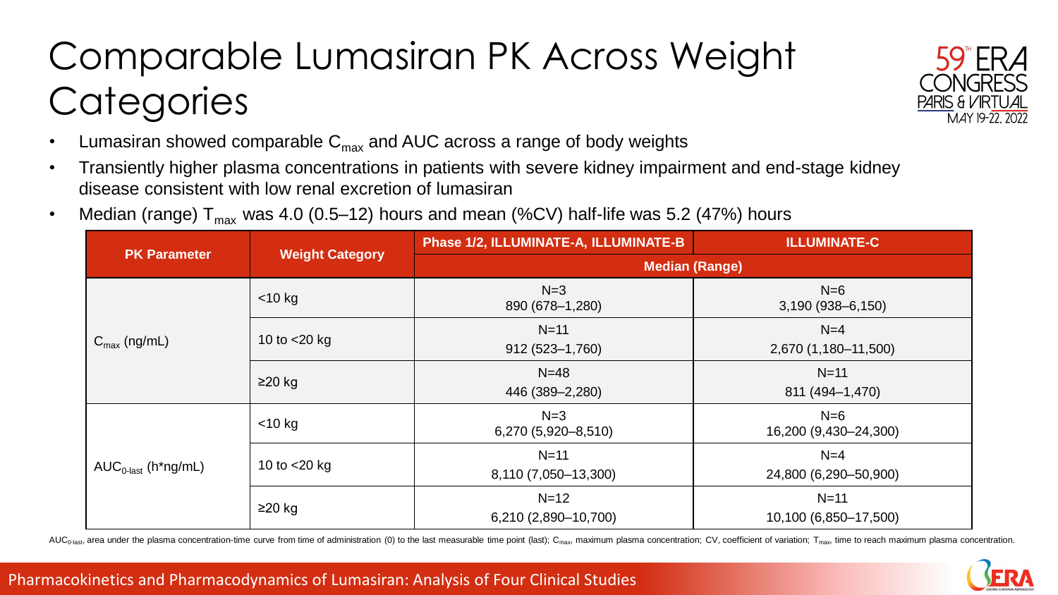# Comparable Lumasiran PK Across Weight Categories

- Lumasiran showed comparable $C_{max}$ and AUC across a range of body weights
- Transiently higher plasma concentrations in patients with severe kidney impairment and end-stage kidney disease consistent with low renal excretion of lumasiran
- Median (range) $T_{max}$ was 4.0 (0.5–12) hours and mean (%CV) half-life was 5.2 (47%) hours

| PK Parameter | Weight Category | Phase 1/2, ILLUMINATE-A, ILLUMINATE-B | ILLUMINATE-C |
|---|---|---|---|
| | | Median (Range) | |
| $C_{max}$ (ng/mL) | <10 kg | N=3<br>890 (678–1,280) | N=6<br>3,190 (938–6,150) |
| | 10 to <20 kg | N=11<br>912 (523–1,760) | N=4<br>2,670 (1,180–11,500) |
| | ≥20 kg | N=48<br>446 (389–2,280) | N=11<br>811 (494–1,470) |
| $AUC_{0\text{-}last}$ (h*ng/mL) | <10 kg | N=3<br>6,270 (5,920–8,510) | N=6<br>16,200 (9,430–24,300) |
| | 10 to <20 kg | N=11<br>8,110 (7,050–13,300) | N=4<br>24,800 (6,290–50,900) |
| | ≥20 kg | N=12<br>6,210 (2,890–10,700) | N=11<br>10,100 (6,850–17,500) |

$AUC_{0\text{-}last}$, area under the plasma concentration-time curve from time of administration (0) to the last measurable time point (last); $C_{max}$, maximum plasma concentration; CV, coefficient of variation; $T_{max}$, time to reach maximum plasma concentration.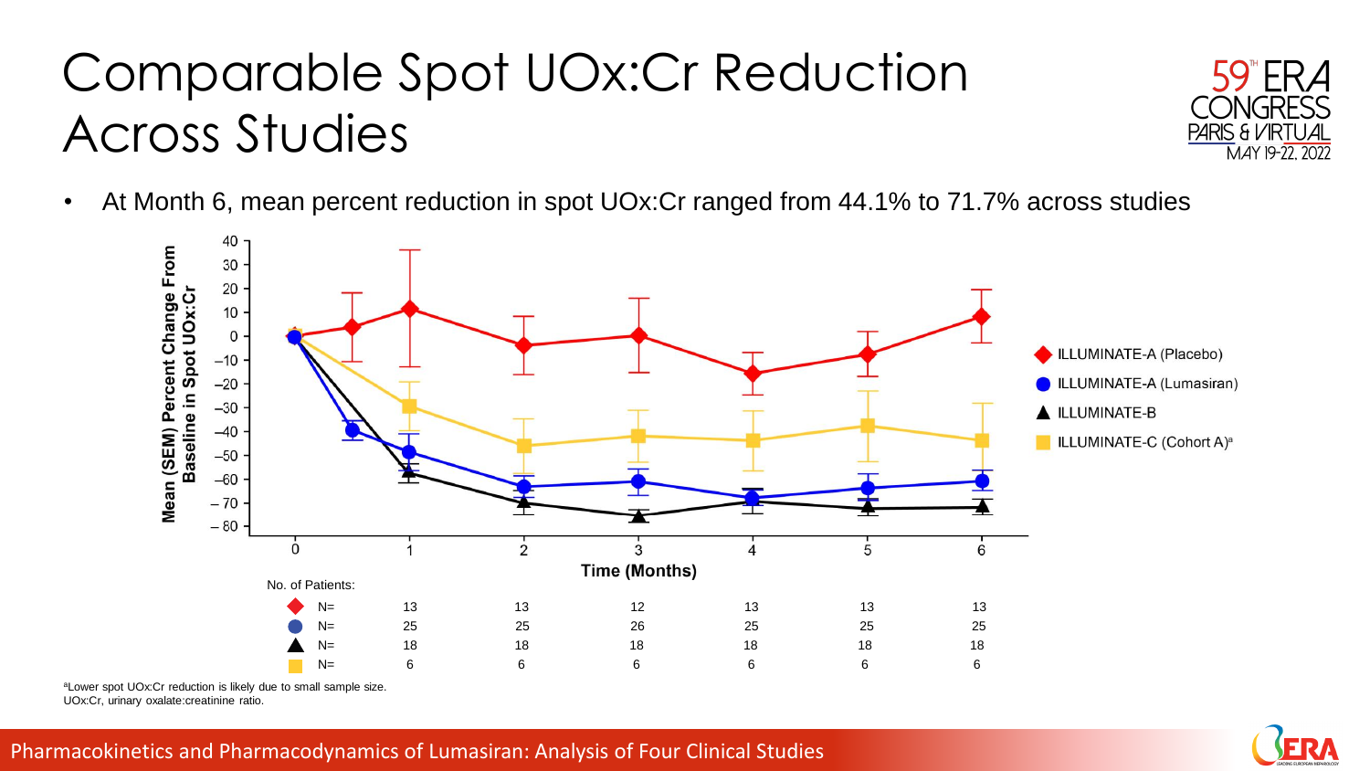# Comparable Spot UOx:Cr Reduction Across Studies

- At Month 6, mean percent reduction in spot UOx:Cr ranged from 44.1% to 71.7% across studies

No. of Patients:

| | 1 | 2 | 3 | 4 | 5 | 6 |
|---|---|---|---|---|---|---|
| ILLUMINATE-A (Placebo) N= | 13 | 13 | 12 | 13 | 13 | 13 |
| ILLUMINATE-A (Lumasiran) N= | 25 | 25 | 26 | 25 | 25 | 25 |
| ILLUMINATE-B N= | 18 | 18 | 18 | 18 | 18 | 18 |
| ILLUMINATE-C (Cohort A)[a] N= | 6 | 6 | 6 | 6 | 6 | 6 |

[a]Lower spot UOx:Cr reduction is likely due to small sample size.
UOx:Cr, urinary oxalate:creatinine ratio.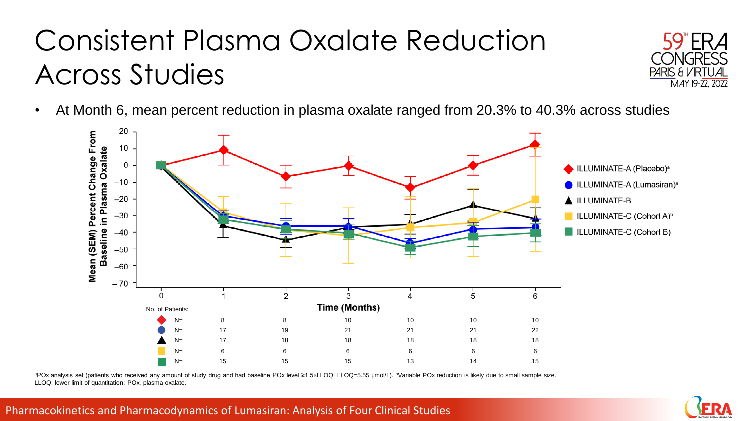# Consistent Plasma Oxalate Reduction Across Studies

- At Month 6, mean percent reduction in plasma oxalate ranged from 20.3% to 40.3% across studies

Mean (SEM) Percent Change From Baseline in Plasma Oxalate vs. Time (Months)

Legend: ILLUMINATE-A (Placebo)[a]; ILLUMINATE-A (Lumasiran)[a]; ILLUMINATE-B; ILLUMINATE-C (Cohort A)[b]; ILLUMINATE-C (Cohort B)

No. of Patients:

| | 1 | 2 | 3 | 4 | 5 | 6 |
|---|---|---|---|---|---|---|
| ILLUMINATE-A (Placebo) N= | 8 | 8 | 10 | 10 | 10 | 10 |
| ILLUMINATE-A (Lumasiran) N= | 17 | 19 | 21 | 21 | 21 | 22 |
| ILLUMINATE-B N= | 17 | 18 | 18 | 18 | 18 | 18 |
| ILLUMINATE-C (Cohort A) N= | 6 | 6 | 6 | 6 | 6 | 6 |
| ILLUMINATE-C (Cohort B) N= | 15 | 15 | 15 | 13 | 14 | 15 |

[a]POx analysis set (patients who received any amount of study drug and had baseline POx level ≥1.5×LLOQ; LLOQ=5.55 µmol/L). [b]Variable POx reduction is likely due to small sample size. LLOQ, lower limit of quantitation; POx, plasma oxalate.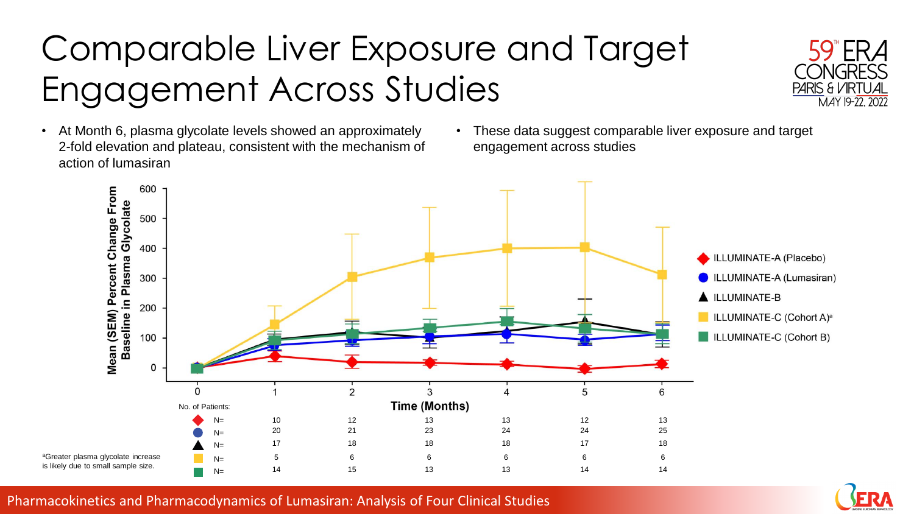# Comparable Liver Exposure and Target Engagement Across Studies

- At Month 6, plasma glycolate levels showed an approximately 2-fold elevation and plateau, consistent with the mechanism of action of lumasiran
- These data suggest comparable liver exposure and target engagement across studies

Mean (SEM) Percent Change From Baseline in Plasma Glycolate

Time (Months)

- ILLUMINATE-A (Placebo)
- ILLUMINATE-A (Lumasiran)
- ILLUMINATE-B
- ILLUMINATE-C (Cohort A)[a]
- ILLUMINATE-C (Cohort B)

No. of Patients:

| | 0 | 1 | 2 | 3 | 4 | 5 | 6 |
|---|---|---|---|---|---|---|---|
| ILLUMINATE-A (Placebo) N= | | 10 | 12 | 13 | 13 | 12 | 13 |
| ILLUMINATE-A (Lumasiran) N= | | 20 | 21 | 23 | 24 | 24 | 25 |
| ILLUMINATE-B N= | | 17 | 18 | 18 | 18 | 17 | 18 |
| ILLUMINATE-C (Cohort A) N= | | 5 | 6 | 6 | 6 | 6 | 6 |
| ILLUMINATE-C (Cohort B) N= | | 14 | 15 | 13 | 13 | 14 | 14 |

[a]Greater plasma glycolate increase is likely due to small sample size.

Pharmacokinetics and Pharmacodynamics of Lumasiran: Analysis of Four Clinical Studies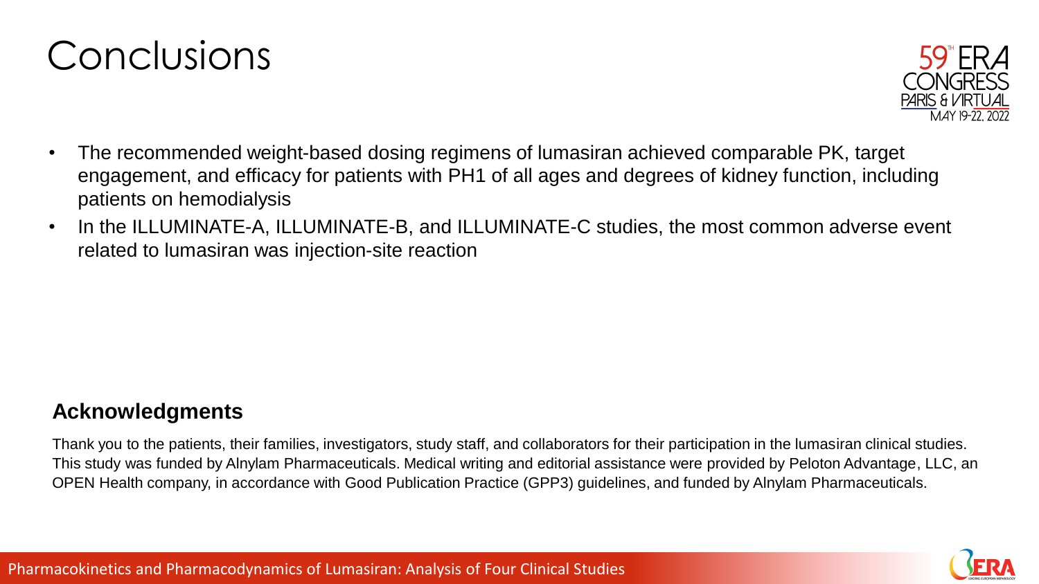# Conclusions

- The recommended weight-based dosing regimens of lumasiran achieved comparable PK, target engagement, and efficacy for patients with PH1 of all ages and degrees of kidney function, including patients on hemodialysis
- In the ILLUMINATE-A, ILLUMINATE-B, and ILLUMINATE-C studies, the most common adverse event related to lumasiran was injection-site reaction

## Acknowledgments

Thank you to the patients, their families, investigators, study staff, and collaborators for their participation in the lumasiran clinical studies. This study was funded by Alnylam Pharmaceuticals. Medical writing and editorial assistance were provided by Peloton Advantage, LLC, an OPEN Health company, in accordance with Good Publication Practice (GPP3) guidelines, and funded by Alnylam Pharmaceuticals.